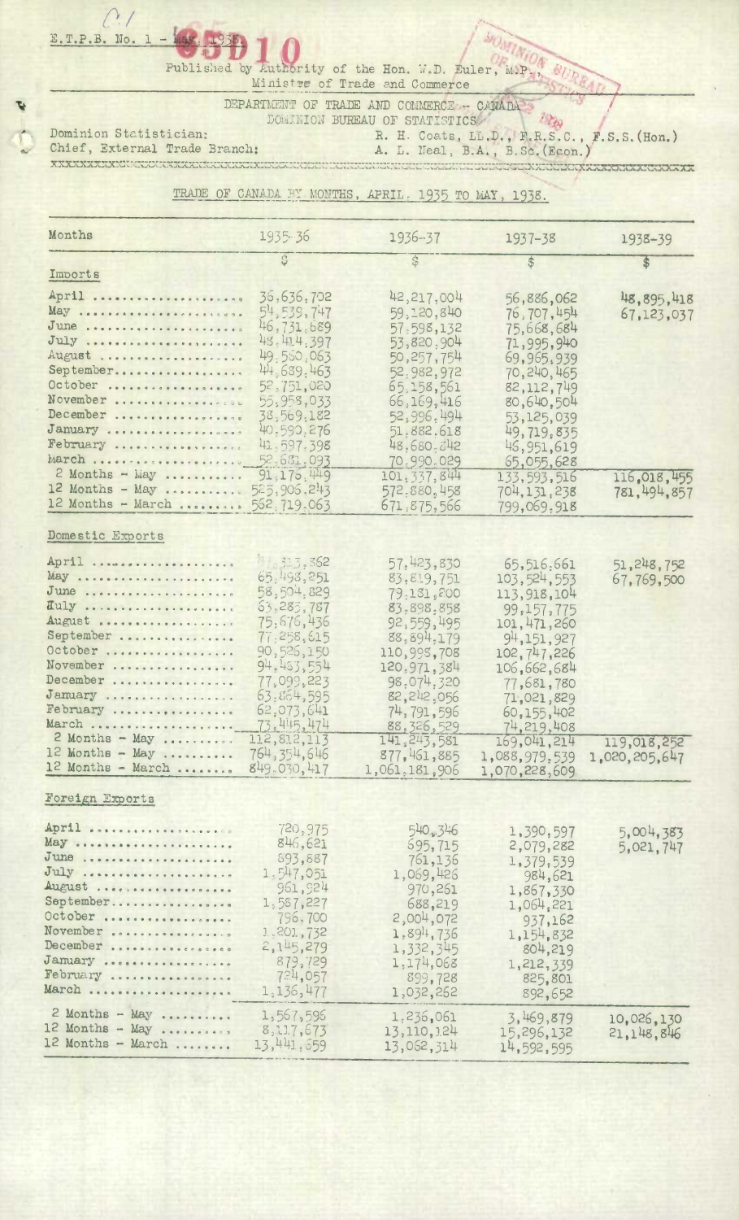E.T.P.B. No. 1 - May, 1938.

Published by Authority of the Hon. W.D. Euler, M.P., Minister of Trade and Commerce

DEPARTMENT OF TRADE AND COMMERCE - CANADA
DOMINION BUREAU OF STATISTICS

Dominion Statistician: R. H. Coats, LL.D., F.R.S.C., F.S.S.(Hon.)
Chief, External Trade Branch: A. L. Neal, B.A., B.Sc.(Econ.)

## TRADE OF CANADA BY MONTHS, APRIL, 1935 TO MAY, 1938.

| Months | 1935-36 | 1936-37 | 1937-38 | 1938-39 |
|---|---|---|---|---|
| | $ | $ | $ | $ |
| **Imports** | | | | |
| April | 36,636,702 | 42,217,004 | 56,886,062 | 48,895,418 |
| May | 54,539,747 | 59,120,840 | 76,707,454 | 67,123,037 |
| June | 46,731,689 | 57,598,132 | 75,668,684 | |
| July | 48,414,397 | 53,820,904 | 71,995,940 | |
| August | 49,560,063 | 50,257,754 | 69,965,939 | |
| September | 44,689,463 | 52,982,972 | 70,240,465 | |
| October | 52,751,020 | 65,158,561 | 82,112,749 | |
| November | 55,958,033 | 66,169,416 | 80,640,504 | |
| December | 38,569,182 | 52,996,494 | 53,125,039 | |
| January | 40,590,276 | 51,882,618 | 49,719,835 | |
| February | 41,597,398 | 48,680,242 | 46,951,619 | |
| March | 52,631,093 | 70,990,029 | 65,055,628 | |
| 2 Months - May | 91,176,449 | 101,337,844 | 133,593,516 | 116,018,455 |
| 12 Months - May | 525,905,243 | 572,880,458 | 704,131,238 | 781,494,857 |
| 12 Months - March | 562,719,063 | 671,875,566 | 799,069,918 | |
| **Domestic Exports** | | | | |
| April | 47,313,862 | 57,423,830 | 65,516,661 | 51,248,752 |
| May | 65,498,251 | 83,819,751 | 103,524,553 | 67,769,500 |
| June | 58,504,829 | 79,131,800 | 113,918,104 | |
| July | 63,285,787 | 83,898,858 | 99,157,775 | |
| August | 75,676,436 | 92,559,495 | 101,471,260 | |
| September | 77,258,615 | 88,894,179 | 94,151,927 | |
| October | 90,525,150 | 110,995,708 | 102,747,226 | |
| November | 94,483,554 | 120,971,384 | 106,662,684 | |
| December | 77,099,223 | 98,074,320 | 77,681,780 | |
| January | 63,864,595 | 82,242,056 | 71,021,829 | |
| February | 62,073,641 | 74,791,596 | 60,155,402 | |
| March | 73,445,474 | 88,326,529 | 74,219,408 | |
| 2 Months - May | 112,812,113 | 141,243,581 | 169,041,214 | 119,018,252 |
| 12 Months - May | 764,354,646 | 877,461,885 | 1,088,979,539 | 1,020,205,647 |
| 12 Months - March | 849,030,417 | 1,061,181,906 | 1,070,228,609 | |
| **Foreign Exports** | | | | |
| April | 720,975 | 540,346 | 1,390,597 | 5,004,383 |
| May | 846,621 | 695,715 | 2,079,282 | 5,021,747 |
| June | 893,887 | 761,136 | 1,379,539 | |
| July | 1,547,051 | 1,069,426 | 984,621 | |
| August | 961,924 | 970,261 | 1,867,330 | |
| September | 1,587,227 | 688,219 | 1,064,221 | |
| October | 796,700 | 2,004,072 | 937,162 | |
| November | 1,201,732 | 1,894,736 | 1,154,832 | |
| December | 2,145,279 | 1,332,345 | 804,219 | |
| January | 879,729 | 1,174,068 | 1,212,339 | |
| February | 724,057 | 899,728 | 825,801 | |
| March | 1,136,477 | 1,032,262 | 892,652 | |
| 2 Months - May | 1,567,596 | 1,236,061 | 3,469,879 | 10,026,130 |
| 12 Months - May | 8,117,673 | 13,110,124 | 15,296,132 | 21,148,846 |
| 12 Months - March | 13,441,659 | 13,062,314 | 14,592,595 | |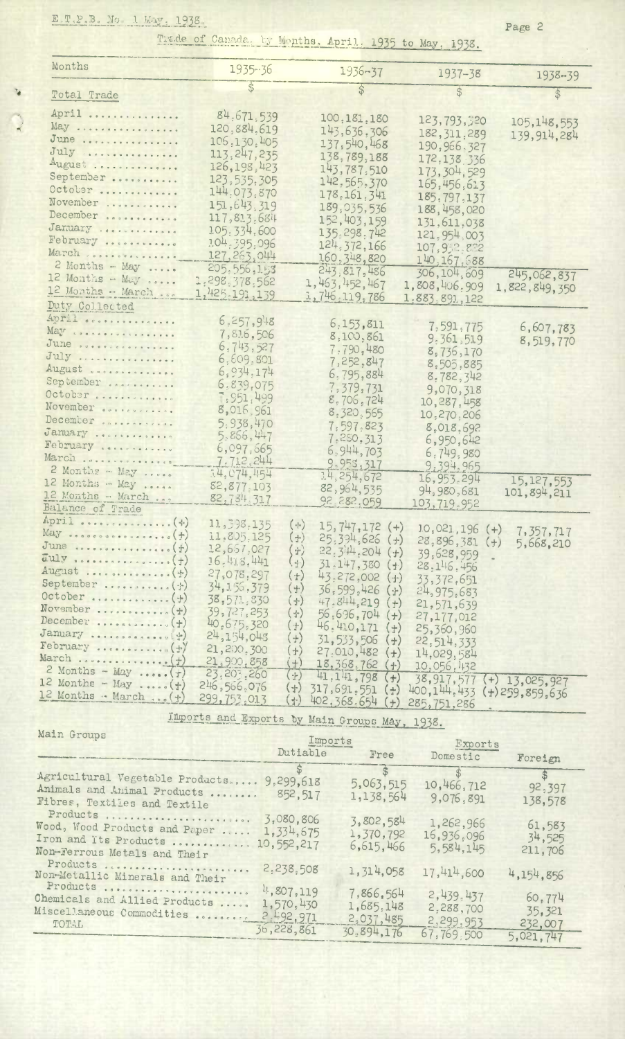Trade of Canada, by Months, April, 1935 to May, 1938.

| Months | 1935-36 | 1936-37 | 1937-38 | 1938-39 |
|---|---|---|---|---|
| **Total Trade** | $ | $ | $ | $ |
| April | 84,671,539 | 100,181,180 | 123,793,320 | 105,148,553 |
| May | 120,884,619 | 143,636,306 | 182,311,289 | 139,914,284 |
| June | 106,130,405 | 137,540,468 | 190,966,327 | |
| July | 113,247,235 | 138,789,188 | 172,138,336 | |
| August | 126,198,423 | 143,787,510 | 173,304,529 | |
| September | 123,535,305 | 142,565,370 | 165,456,613 | |
| October | 144,073,870 | 178,161,341 | 185,797,137 | |
| November | 151,643,319 | 189,035,536 | 188,458,020 | |
| December | 117,813,684 | 152,403,159 | 131,611,038 | |
| January | 105,334,600 | 135,298,742 | 121,954,003 | |
| February | 104,395,096 | 124,372,166 | 107,952,822 | |
| March | 127,263,044 | 160,348,820 | 140,167,688 | |
| 2 Months - May | 205,556,158 | 243,817,486 | 306,104,609 | 245,062,837 |
| 12 Months - May | 1,298,378,562 | 1,463,452,467 | 1,808,406,909 | 1,822,849,350 |
| 12 Months - March | 1,425,191,139 | 1,746,119,786 | 1,883,891,122 | |
| **Duty Collected** | | | | |
| April | 6,257,948 | 6,153,811 | 7,591,775 | 6,607,783 |
| May | 7,816,506 | 8,100,861 | 9,361,519 | 8,519,770 |
| June | 6,743,527 | 7,790,480 | 8,736,170 | |
| July | 6,609,801 | 7,252,847 | 8,505,885 | |
| August | 6,934,174 | 6,795,884 | 8,782,342 | |
| September | 6,839,075 | 7,379,731 | 9,070,318 | |
| October | 7,951,499 | 8,706,724 | 10,287,458 | |
| November | 8,016,961 | 8,320,565 | 10,270,206 | |
| December | 5,938,470 | 7,597,823 | 8,018,692 | |
| January | 5,866,447 | 7,250,313 | 6,950,642 | |
| February | 6,097,665 | 6,944,703 | 6,749,980 | |
| March | 7,712,244 | 9,958,317 | 9,394,965 | |
| 2 Months - May | 14,074,454 | 14,254,672 | 16,953,294 | 15,127,553 |
| 12 Months - May | 82,877,103 | 82,964,535 | 94,980,681 | 101,894,211 |
| 12 Months - March | 82,734,317 | 92,282,059 | 103,719,952 | |
| **Balance of Trade** | | | | |
| April | (+) 11,398,135 | (+) 15,747,172 | (+) 10,021,196 | (+) 7,357,717 |
| May | (+) 11,805,125 | (+) 25,394,626 | (+) 28,896,381 | (+) 5,668,210 |
| June | (+) 12,657,027 | (+) 22,344,204 | (+) 39,628,959 | |
| July | (+) 16,418,441 | (+) 31,147,380 | (+) 28,146,456 | |
| August | (+) 27,078,297 | (+) 43,272,002 | (+) 33,372,651 | |
| September | (+) 34,156,379 | (+) 36,599,426 | (+) 24,975,683 | |
| October | (+) 38,571,830 | (+) 47,844,219 | (+) 21,571,639 | |
| November | (+) 39,727,253 | (+) 56,696,704 | (+) 27,177,012 | |
| December | (+) 40,675,320 | (+) 46,410,171 | (+) 25,360,960 | |
| January | (+) 24,154,048 | (+) 31,533,506 | (+) 22,514,333 | |
| February | (+) 21,200,300 | (+) 27,010,482 | (+) 14,029,584 | |
| March | (+) 21,900,858 | (+) 18,368,762 | (+) 10,056,432 | |
| 2 Months - May | (+) 23,203,260 | (+) 41,141,798 | (+) 38,917,577 | (+) 13,025,927 |
| 12 Months - May | (+) 246,566,076 | (+) 317,691,551 | (+) 400,144,433 | (+) 259,859,636 |
| 12 Months - March | (+) 299,753,013 | (+) 402,368,654 | (+) 285,751,286 | |

Imports and Exports by Main Groups May, 1938.

| Main Groups | Imports | | Exports | |
|---|---|---|---|---|
| | Dutiable | Free | Domestic | Foreign |
| | $ | $ | $ | $ |
| Agricultural Vegetable Products | 9,299,618 | 5,063,515 | 10,466,712 | 92,397 |
| Animals and Animal Products | 852,517 | 1,138,564 | 9,076,891 | 138,578 |
| Fibres, Textiles and Textile Products | 3,080,806 | 3,802,584 | 1,262,966 | 61,583 |
| Wood, Wood Products and Paper | 1,334,675 | 1,370,792 | 16,936,096 | 34,525 |
| Iron and Its Products | 10,552,217 | 6,615,466 | 5,584,145 | 211,706 |
| Non-Ferrous Metals and Their Products | 2,238,508 | 1,314,058 | 17,414,600 | 4,154,856 |
| Non-Metallic Minerals and Their Products | 4,807,119 | 7,866,564 | 2,439,437 | 60,774 |
| Chemicals and Allied Products | 1,570,430 | 1,685,148 | 2,288,700 | 35,321 |
| Miscellaneous Commodities | 2,492,971 | 2,037,485 | 2,299,953 | 232,007 |
| TOTAL | 36,228,861 | 30,894,176 | 67,769,500 | 5,021,747 |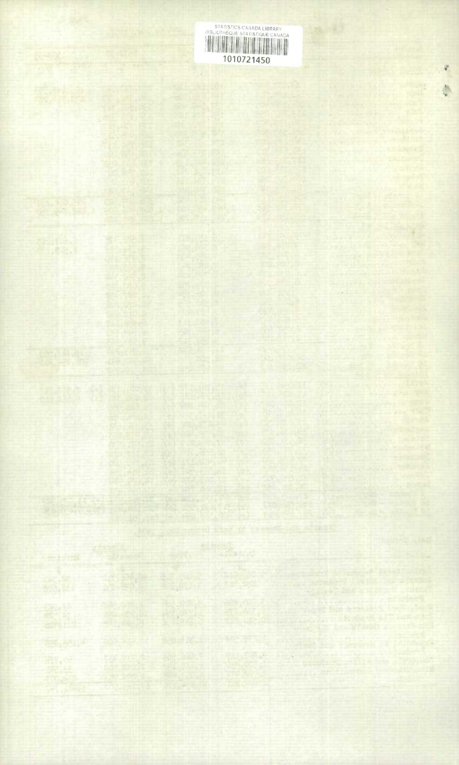STATISTICS CANADA LIBRARY
BIBLIOTHÈQUE STATISTIQUE CANADA

1010721450